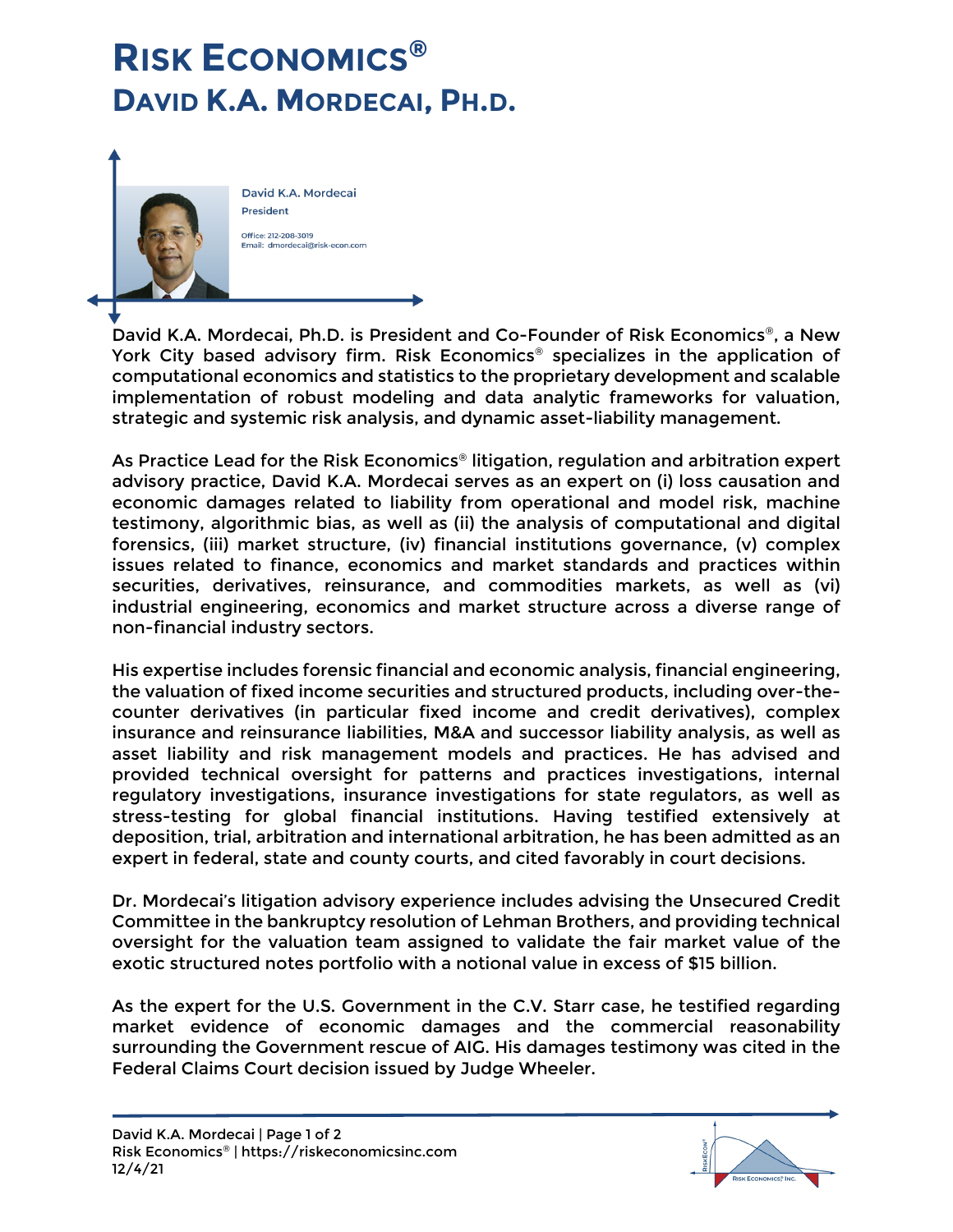# RISK ECONOMICS®
# DAVID K.A. MORDECAI, PH.D.

David K.A. Mordecai
President

Office: 212-208-3019
Email: dmordecai@risk-econ.com

David K.A. Mordecai, Ph.D. is President and Co-Founder of Risk Economics®, a New York City based advisory firm. Risk Economics® specializes in the application of computational economics and statistics to the proprietary development and scalable implementation of robust modeling and data analytic frameworks for valuation, strategic and systemic risk analysis, and dynamic asset-liability management.

As Practice Lead for the Risk Economics® litigation, regulation and arbitration expert advisory practice, David K.A. Mordecai serves as an expert on (i) loss causation and economic damages related to liability from operational and model risk, machine testimony, algorithmic bias, as well as (ii) the analysis of computational and digital forensics, (iii) market structure, (iv) financial institutions governance, (v) complex issues related to finance, economics and market standards and practices within securities, derivatives, reinsurance, and commodities markets, as well as (vi) industrial engineering, economics and market structure across a diverse range of non-financial industry sectors.

His expertise includes forensic financial and economic analysis, financial engineering, the valuation of fixed income securities and structured products, including over-the-counter derivatives (in particular fixed income and credit derivatives), complex insurance and reinsurance liabilities, M&A and successor liability analysis, as well as asset liability and risk management models and practices. He has advised and provided technical oversight for patterns and practices investigations, internal regulatory investigations, insurance investigations for state regulators, as well as stress-testing for global financial institutions. Having testified extensively at deposition, trial, arbitration and international arbitration, he has been admitted as an expert in federal, state and county courts, and cited favorably in court decisions.

Dr. Mordecai's litigation advisory experience includes advising the Unsecured Credit Committee in the bankruptcy resolution of Lehman Brothers, and providing technical oversight for the valuation team assigned to validate the fair market value of the exotic structured notes portfolio with a notional value in excess of $15 billion.

As the expert for the U.S. Government in the C.V. Starr case, he testified regarding market evidence of economic damages and the commercial reasonability surrounding the Government rescue of AIG. His damages testimony was cited in the Federal Claims Court decision issued by Judge Wheeler.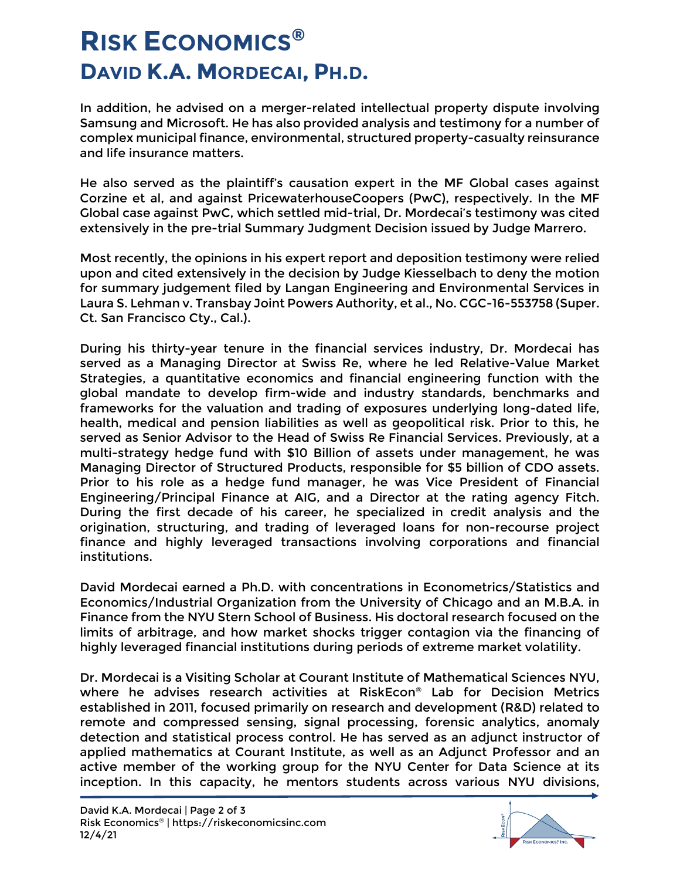In addition, he advised on a merger-related intellectual property dispute involving Samsung and Microsoft. He has also provided analysis and testimony for a number of complex municipal finance, environmental, structured property-casualty reinsurance and life insurance matters.

He also served as the plaintiff's causation expert in the MF Global cases against Corzine et al, and against PricewaterhouseCoopers (PwC), respectively. In the MF Global case against PwC, which settled mid-trial, Dr. Mordecai's testimony was cited extensively in the pre-trial Summary Judgment Decision issued by Judge Marrero.

Most recently, the opinions in his expert report and deposition testimony were relied upon and cited extensively in the decision by Judge Kiesselbach to deny the motion for summary judgement filed by Langan Engineering and Environmental Services in Laura S. Lehman v. Transbay Joint Powers Authority, et al., No. CGC-16-553758 (Super. Ct. San Francisco Cty., Cal.).

During his thirty-year tenure in the financial services industry, Dr. Mordecai has served as a Managing Director at Swiss Re, where he led Relative-Value Market Strategies, a quantitative economics and financial engineering function with the global mandate to develop firm-wide and industry standards, benchmarks and frameworks for the valuation and trading of exposures underlying long-dated life, health, medical and pension liabilities as well as geopolitical risk. Prior to this, he served as Senior Advisor to the Head of Swiss Re Financial Services. Previously, at a multi-strategy hedge fund with $10 Billion of assets under management, he was Managing Director of Structured Products, responsible for $5 billion of CDO assets. Prior to his role as a hedge fund manager, he was Vice President of Financial Engineering/Principal Finance at AIG, and a Director at the rating agency Fitch. During the first decade of his career, he specialized in credit analysis and the origination, structuring, and trading of leveraged loans for non-recourse project finance and highly leveraged transactions involving corporations and financial institutions.

David Mordecai earned a Ph.D. with concentrations in Econometrics/Statistics and Economics/Industrial Organization from the University of Chicago and an M.B.A. in Finance from the NYU Stern School of Business. His doctoral research focused on the limits of arbitrage, and how market shocks trigger contagion via the financing of highly leveraged financial institutions during periods of extreme market volatility.

Dr. Mordecai is a Visiting Scholar at Courant Institute of Mathematical Sciences NYU, where he advises research activities at RiskEcon® Lab for Decision Metrics established in 2011, focused primarily on research and development (R&D) related to remote and compressed sensing, signal processing, forensic analytics, anomaly detection and statistical process control. He has served as an adjunct instructor of applied mathematics at Courant Institute, as well as an Adjunct Professor and an active member of the working group for the NYU Center for Data Science at its inception. In this capacity, he mentors students across various NYU divisions,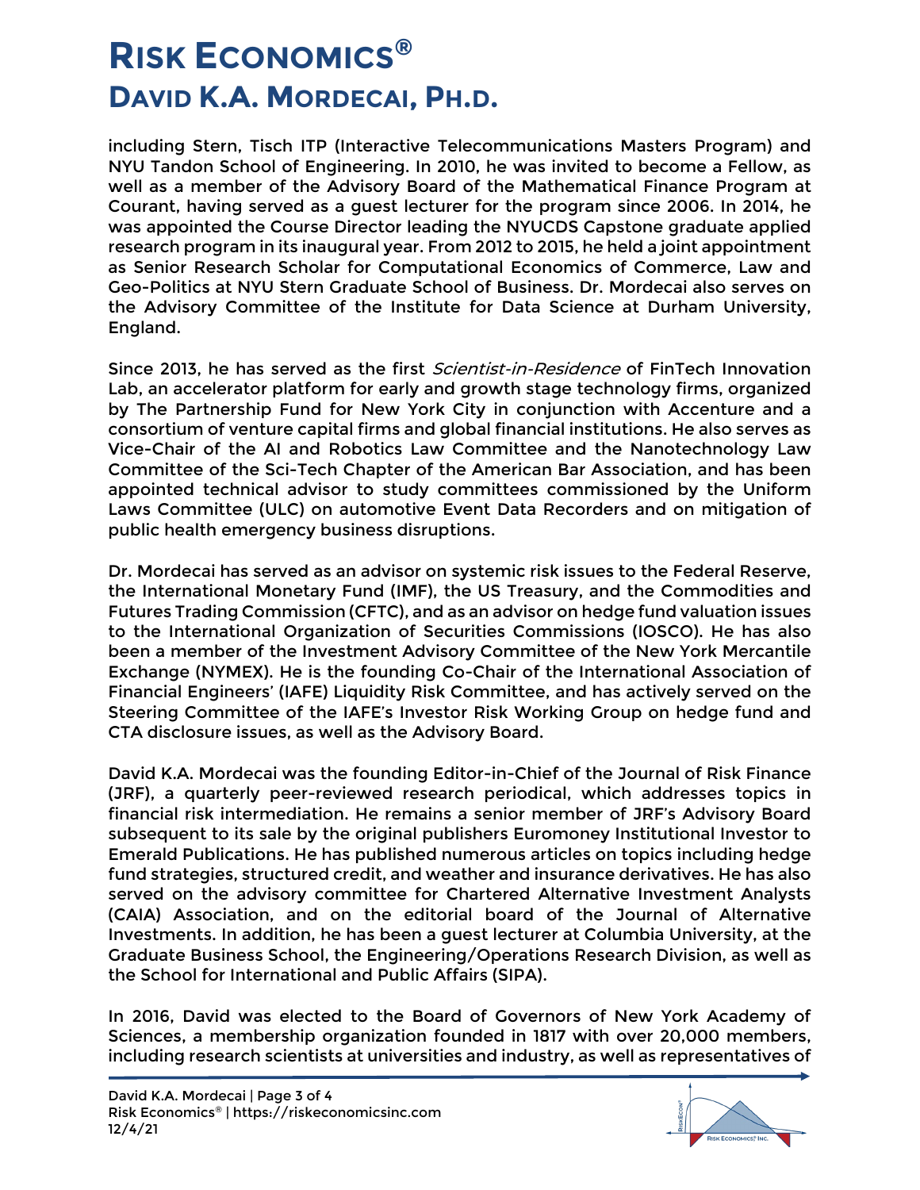including Stern, Tisch ITP (Interactive Telecommunications Masters Program) and NYU Tandon School of Engineering. In 2010, he was invited to become a Fellow, as well as a member of the Advisory Board of the Mathematical Finance Program at Courant, having served as a guest lecturer for the program since 2006. In 2014, he was appointed the Course Director leading the NYUCDS Capstone graduate applied research program in its inaugural year. From 2012 to 2015, he held a joint appointment as Senior Research Scholar for Computational Economics of Commerce, Law and Geo-Politics at NYU Stern Graduate School of Business. Dr. Mordecai also serves on the Advisory Committee of the Institute for Data Science at Durham University, England.

Since 2013, he has served as the first *Scientist-in-Residence* of FinTech Innovation Lab, an accelerator platform for early and growth stage technology firms, organized by The Partnership Fund for New York City in conjunction with Accenture and a consortium of venture capital firms and global financial institutions. He also serves as Vice-Chair of the AI and Robotics Law Committee and the Nanotechnology Law Committee of the Sci-Tech Chapter of the American Bar Association, and has been appointed technical advisor to study committees commissioned by the Uniform Laws Committee (ULC) on automotive Event Data Recorders and on mitigation of public health emergency business disruptions.

Dr. Mordecai has served as an advisor on systemic risk issues to the Federal Reserve, the International Monetary Fund (IMF), the US Treasury, and the Commodities and Futures Trading Commission (CFTC), and as an advisor on hedge fund valuation issues to the International Organization of Securities Commissions (IOSCO). He has also been a member of the Investment Advisory Committee of the New York Mercantile Exchange (NYMEX). He is the founding Co-Chair of the International Association of Financial Engineers' (IAFE) Liquidity Risk Committee, and has actively served on the Steering Committee of the IAFE's Investor Risk Working Group on hedge fund and CTA disclosure issues, as well as the Advisory Board.

David K.A. Mordecai was the founding Editor-in-Chief of the Journal of Risk Finance (JRF), a quarterly peer-reviewed research periodical, which addresses topics in financial risk intermediation. He remains a senior member of JRF's Advisory Board subsequent to its sale by the original publishers Euromoney Institutional Investor to Emerald Publications. He has published numerous articles on topics including hedge fund strategies, structured credit, and weather and insurance derivatives. He has also served on the advisory committee for Chartered Alternative Investment Analysts (CAIA) Association, and on the editorial board of the Journal of Alternative Investments. In addition, he has been a guest lecturer at Columbia University, at the Graduate Business School, the Engineering/Operations Research Division, as well as the School for International and Public Affairs (SIPA).

In 2016, David was elected to the Board of Governors of New York Academy of Sciences, a membership organization founded in 1817 with over 20,000 members, including research scientists at universities and industry, as well as representatives of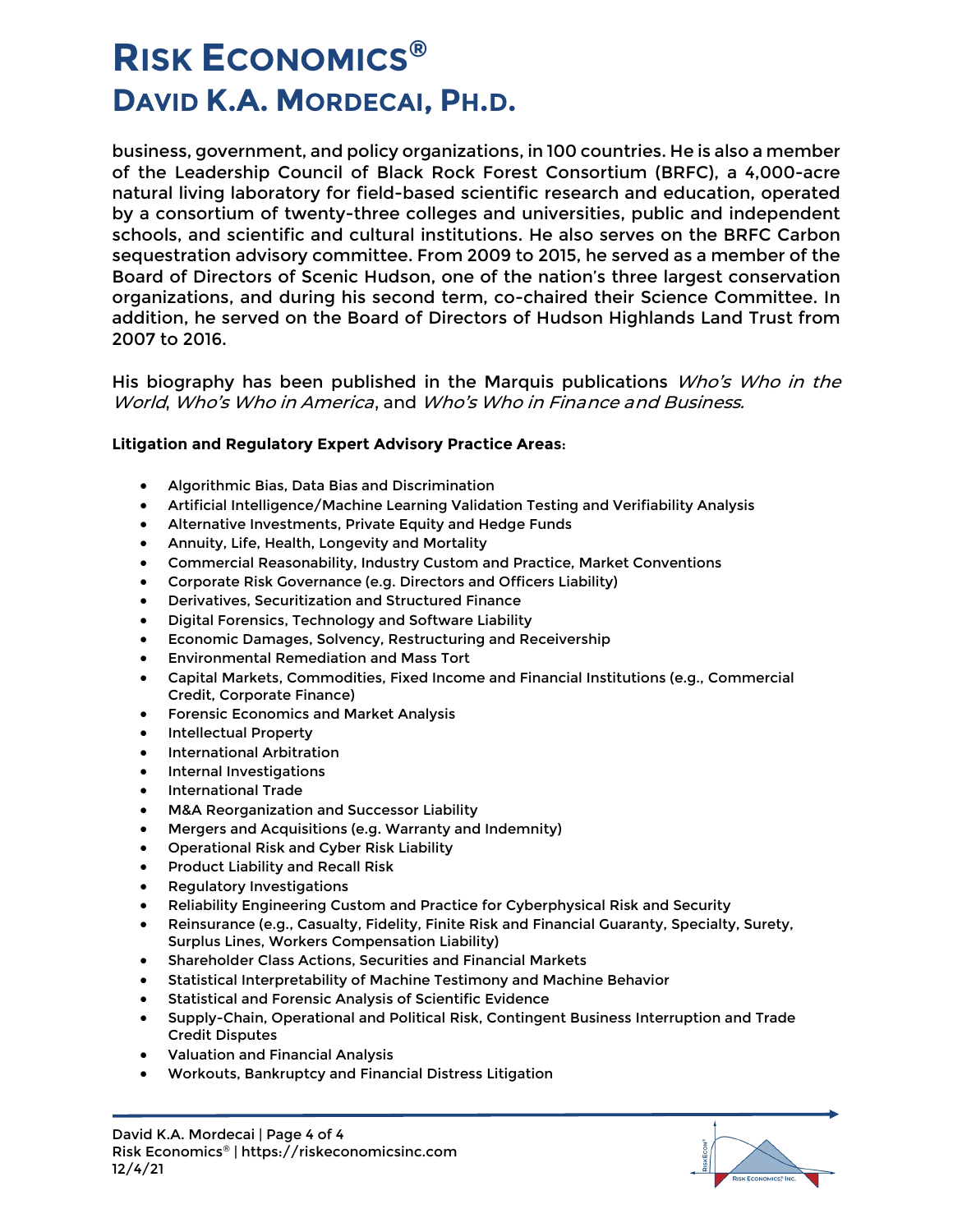business, government, and policy organizations, in 100 countries. He is also a member of the Leadership Council of Black Rock Forest Consortium (BRFC), a 4,000-acre natural living laboratory for field-based scientific research and education, operated by a consortium of twenty-three colleges and universities, public and independent schools, and scientific and cultural institutions. He also serves on the BRFC Carbon sequestration advisory committee. From 2009 to 2015, he served as a member of the Board of Directors of Scenic Hudson, one of the nation's three largest conservation organizations, and during his second term, co-chaired their Science Committee. In addition, he served on the Board of Directors of Hudson Highlands Land Trust from 2007 to 2016.

His biography has been published in the Marquis publications *Who's Who in the World*, *Who's Who in America*, and *Who's Who in Finance and Business.*

**Litigation and Regulatory Expert Advisory Practice Areas:**

- Algorithmic Bias, Data Bias and Discrimination
- Artificial Intelligence/Machine Learning Validation Testing and Verifiability Analysis
- Alternative Investments, Private Equity and Hedge Funds
- Annuity, Life, Health, Longevity and Mortality
- Commercial Reasonability, Industry Custom and Practice, Market Conventions
- Corporate Risk Governance (e.g. Directors and Officers Liability)
- Derivatives, Securitization and Structured Finance
- Digital Forensics, Technology and Software Liability
- Economic Damages, Solvency, Restructuring and Receivership
- Environmental Remediation and Mass Tort
- Capital Markets, Commodities, Fixed Income and Financial Institutions (e.g., Commercial Credit, Corporate Finance)
- Forensic Economics and Market Analysis
- Intellectual Property
- International Arbitration
- Internal Investigations
- International Trade
- M&A Reorganization and Successor Liability
- Mergers and Acquisitions (e.g. Warranty and Indemnity)
- Operational Risk and Cyber Risk Liability
- Product Liability and Recall Risk
- Regulatory Investigations
- Reliability Engineering Custom and Practice for Cyberphysical Risk and Security
- Reinsurance (e.g., Casualty, Fidelity, Finite Risk and Financial Guaranty, Specialty, Surety, Surplus Lines, Workers Compensation Liability)
- Shareholder Class Actions, Securities and Financial Markets
- Statistical Interpretability of Machine Testimony and Machine Behavior
- Statistical and Forensic Analysis of Scientific Evidence
- Supply-Chain, Operational and Political Risk, Contingent Business Interruption and Trade Credit Disputes
- Valuation and Financial Analysis
- Workouts, Bankruptcy and Financial Distress Litigation